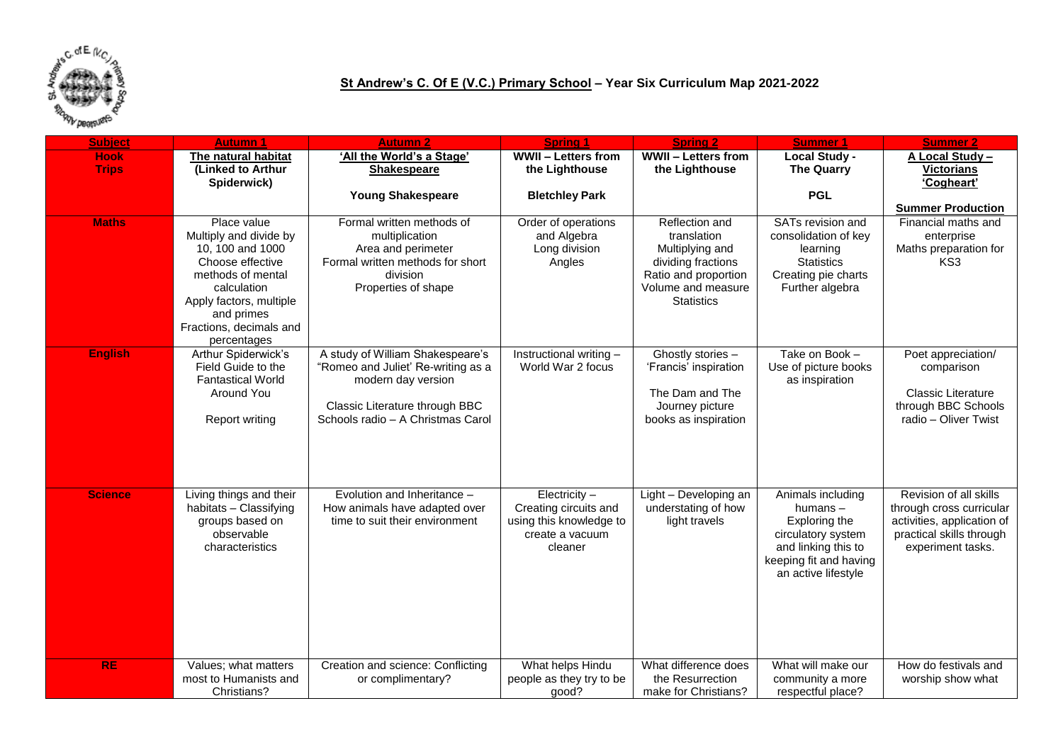# St Andrew's C. Of E (V.C.) Primary School – Year Six Curriculum Map 2021-2022

| Subject | Autumn 1 | Autumn 2 | Spring 1 | Spring 2 | Summer 1 | Summer 2 |
|---|---|---|---|---|---|---|
| **Hook Trips** | **The natural habitat (Linked to Arthur Spiderwick)** | **'All the World's a Stage' Shakespeare**<br><br>**Young Shakespeare** | **WWII – Letters from the Lighthouse**<br><br>**Bletchley Park** | **WWII – Letters from the Lighthouse** | **Local Study - The Quarry**<br><br>**PGL** | **A Local Study – Victorians 'Cogheart'**<br><br>**Summer Production** |
| **Maths** | Place value<br>Multiply and divide by 10, 100 and 1000<br>Choose effective methods of mental calculation<br>Apply factors, multiple and primes<br>Fractions, decimals and percentages | Formal written methods of multiplication<br>Area and perimeter<br>Formal written methods for short division<br>Properties of shape | Order of operations and Algebra<br>Long division<br>Angles | Reflection and translation<br>Multiplying and dividing fractions<br>Ratio and proportion<br>Volume and measure<br>Statistics | SATs revision and consolidation of key learning<br>Statistics<br>Creating pie charts<br>Further algebra | Financial maths and enterprise<br>Maths preparation for KS3 |
| **English** | Arthur Spiderwick's Field Guide to the Fantastical World Around You<br><br>Report writing | A study of William Shakespeare's "Romeo and Juliet' Re-writing as a modern day version<br><br>Classic Literature through BBC Schools radio – A Christmas Carol | Instructional writing – World War 2 focus | Ghostly stories – 'Francis' inspiration<br><br>The Dam and The Journey picture books as inspiration | Take on Book – Use of picture books as inspiration | Poet appreciation/ comparison<br><br>Classic Literature through BBC Schools radio – Oliver Twist |
| **Science** | Living things and their habitats – Classifying groups based on observable characteristics | Evolution and Inheritance – How animals have adapted over time to suit their environment | Electricity – Creating circuits and using this knowledge to create a vacuum cleaner | Light – Developing an understating of how light travels | Animals including humans – Exploring the circulatory system and linking this to keeping fit and having an active lifestyle | Revision of all skills through cross curricular activities, application of practical skills through experiment tasks. |
| **RE** | Values; what matters most to Humanists and Christians? | Creation and science: Conflicting or complimentary? | What helps Hindu people as they try to be good? | What difference does the Resurrection make for Christians? | What will make our community a more respectful place? | How do festivals and worship show what |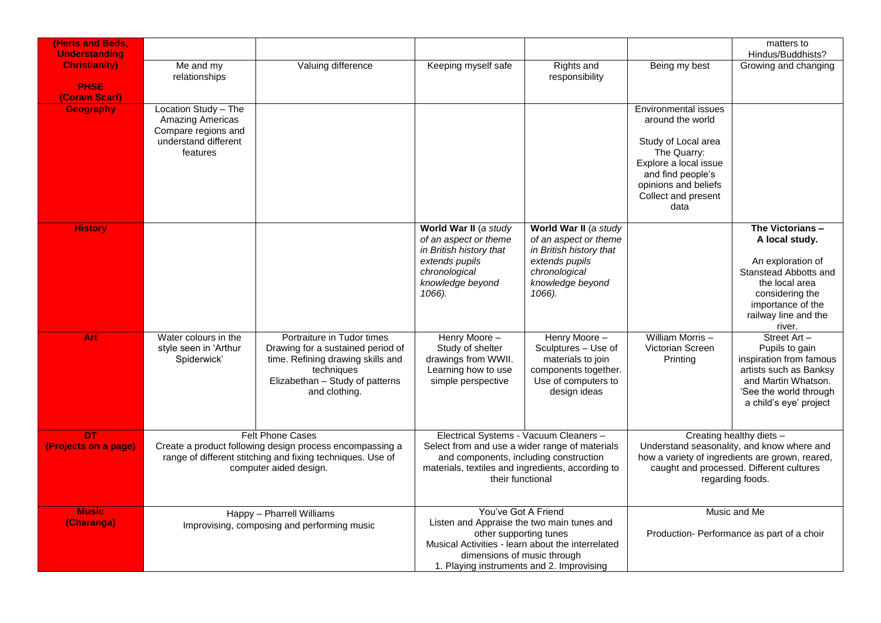| (Herts and Beds, Understanding Christianity) | | | | | | matters to Hindus/Buddhists? |
|---|---|---|---|---|---|---|
| **PHSE (Coram Scarf)** | Me and my relationships | Valuing difference | Keeping myself safe | Rights and responsibility | Being my best | Growing and changing |
| **Geography** | Location Study – The Amazing Americas Compare regions and understand different features | | | | Environmental issues around the world<br><br>Study of Local area The Quarry: Explore a local issue and find people's opinions and beliefs Collect and present data | |
| **History** | | | **World War II** (*a study of an aspect or theme in British history that extends pupils chronological knowledge beyond 1066).* | **World War II** (*a study of an aspect or theme in British history that extends pupils chronological knowledge beyond 1066).* | | **The Victorians – A local study.**<br><br>An exploration of Stanstead Abbotts and the local area considering the importance of the railway line and the river. |
| **Art** | Water colours in the style seen in 'Arthur Spiderwick' | Portraiture in Tudor times Drawing for a sustained period of time. Refining drawing skills and techniques Elizabethan – Study of patterns and clothing. | Henry Moore – Study of shelter drawings from WWII. Learning how to use simple perspective | Henry Moore – Sculptures – Use of materials to join components together. Use of computers to design ideas | William Morris – Victorian Screen Printing | Street Art – Pupils to gain inspiration from famous artists such as Banksy and Martin Whatson. 'See the world through a child's eye' project |
| **DT (Projects on a page)** | Felt Phone Cases Create a product following design process encompassing a range of different stitching and fixing techniques. Use of computer aided design. | | Electrical Systems - Vacuum Cleaners – Select from and use a wider range of materials and components, including construction materials, textiles and ingredients, according to their functional | | Creating healthy diets – Understand seasonality, and know where and how a variety of ingredients are grown, reared, caught and processed. Different cultures regarding foods. | |
| **Music (Charanga)** | Happy – Pharrell Williams Improvising, composing and performing music | | You've Got A Friend Listen and Appraise the two main tunes and other supporting tunes Musical Activities - learn about the interrelated dimensions of music through 1. Playing instruments and 2. Improvising | | Music and Me<br><br>Production- Performance as part of a choir | |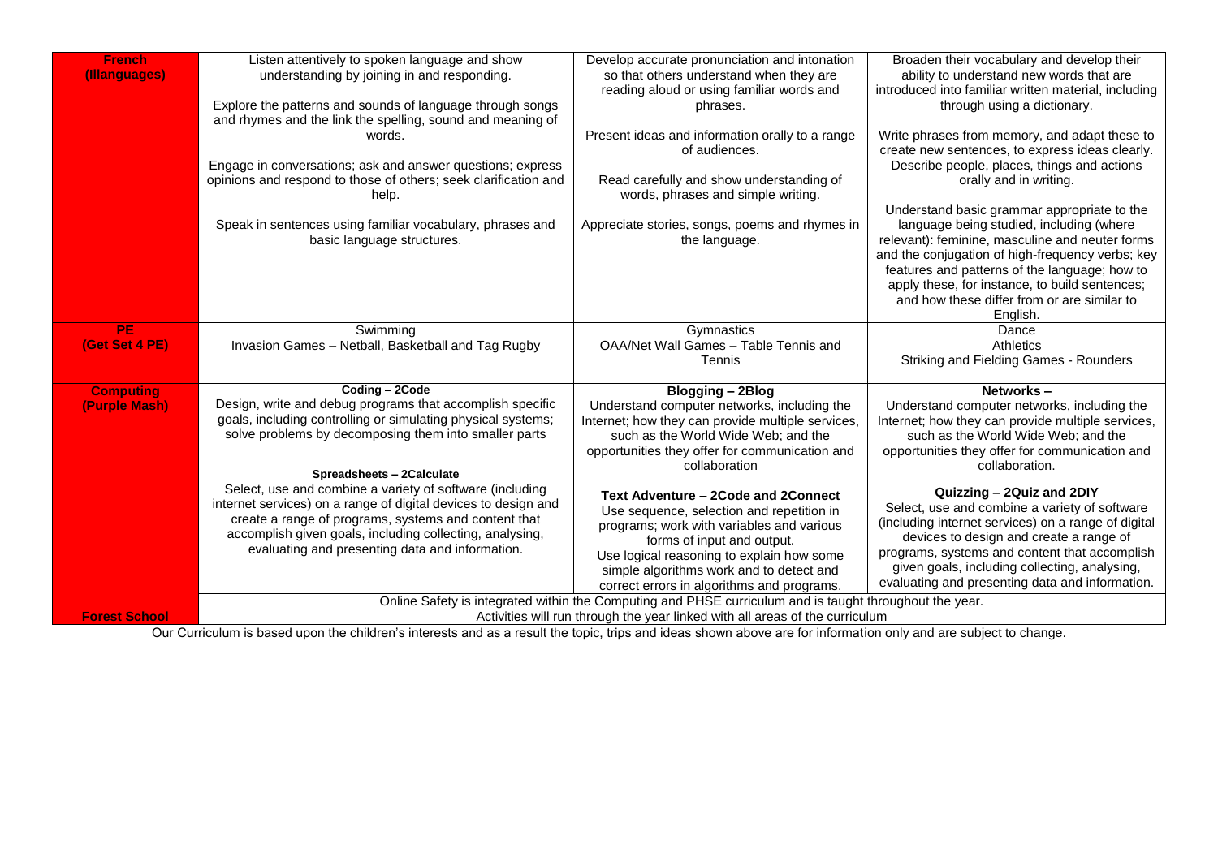| | | | |
|---|---|---|---|
| **French (Illanguages)** | Listen attentively to spoken language and show understanding by joining in and responding.<br><br>Explore the patterns and sounds of language through songs and rhymes and the link the spelling, sound and meaning of words.<br><br>Engage in conversations; ask and answer questions; express opinions and respond to those of others; seek clarification and help.<br><br>Speak in sentences using familiar vocabulary, phrases and basic language structures. | Develop accurate pronunciation and intonation so that others understand when they are reading aloud or using familiar words and phrases.<br><br>Present ideas and information orally to a range of audiences.<br><br>Read carefully and show understanding of words, phrases and simple writing.<br><br>Appreciate stories, songs, poems and rhymes in the language. | Broaden their vocabulary and develop their ability to understand new words that are introduced into familiar written material, including through using a dictionary.<br><br>Write phrases from memory, and adapt these to create new sentences, to express ideas clearly. Describe people, places, things and actions orally and in writing.<br><br>Understand basic grammar appropriate to the language being studied, including (where relevant): feminine, masculine and neuter forms and the conjugation of high-frequency verbs; key features and patterns of the language; how to apply these, for instance, to build sentences; and how these differ from or are similar to English. |
| **PE (Get Set 4 PE)** | Swimming<br>Invasion Games – Netball, Basketball and Tag Rugby | Gymnastics<br>OAA/Net Wall Games – Table Tennis and Tennis | Dance<br>Athletics<br>Striking and Fielding Games - Rounders |
| **Computing (Purple Mash)** | **Coding – 2Code**<br>Design, write and debug programs that accomplish specific goals, including controlling or simulating physical systems; solve problems by decomposing them into smaller parts<br><br>**Spreadsheets – 2Calculate**<br>Select, use and combine a variety of software (including internet services) on a range of digital devices to design and create a range of programs, systems and content that accomplish given goals, including collecting, analysing, evaluating and presenting data and information. | **Blogging – 2Blog**<br>Understand computer networks, including the Internet; how they can provide multiple services, such as the World Wide Web; and the opportunities they offer for communication and collaboration<br><br>**Text Adventure – 2Code and 2Connect**<br>Use sequence, selection and repetition in programs; work with variables and various forms of input and output.<br>Use logical reasoning to explain how some simple algorithms work and to detect and correct errors in algorithms and programs. | **Networks –**<br>Understand computer networks, including the Internet; how they can provide multiple services, such as the World Wide Web; and the opportunities they offer for communication and collaboration.<br><br>**Quizzing – 2Quiz and 2DIY**<br>Select, use and combine a variety of software (including internet services) on a range of digital devices to design and create a range of programs, systems and content that accomplish given goals, including collecting, analysing, evaluating and presenting data and information. |
| | Online Safety is integrated within the Computing and PHSE curriculum and is taught throughout the year. | | |
| **Forest School** | Activities will run through the year linked with all areas of the curriculum | | |

Our Curriculum is based upon the children's interests and as a result the topic, trips and ideas shown above are for information only and are subject to change.